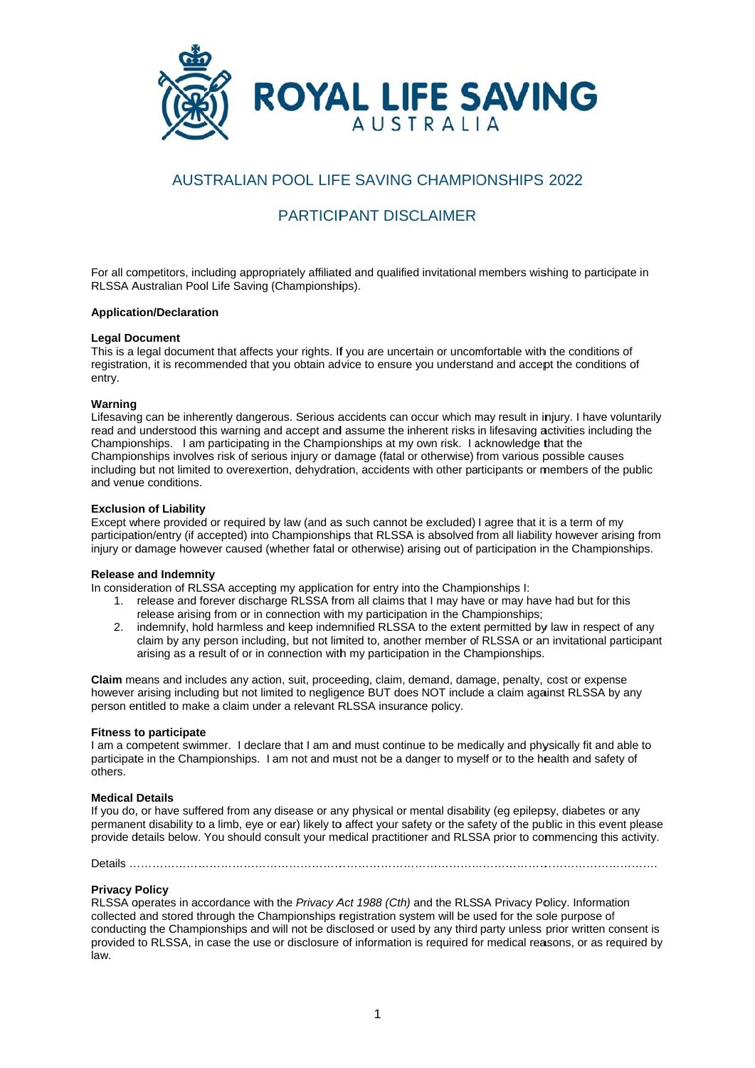ROYAL LIFE SAVING AUSTRALIA

# AUSTRALIAN POOL LIFE SAVING CHAMPIONSHIPS 2022

# PARTICIPANT DISCLAIMER

For all competitors, including appropriately affiliated and qualified invitational members wishing to participate in RLSSA Australian Pool Life Saving (Championships).

**Application/Declaration**

**Legal Document**
This is a legal document that affects your rights. If you are uncertain or uncomfortable with the conditions of registration, it is recommended that you obtain advice to ensure you understand and accept the conditions of entry.

**Warning**
Lifesaving can be inherently dangerous. Serious accidents can occur which may result in injury. I have voluntarily read and understood this warning and accept and assume the inherent risks in lifesaving activities including the Championships. I am participating in the Championships at my own risk. I acknowledge that the Championships involves risk of serious injury or damage (fatal or otherwise) from various possible causes including but not limited to overexertion, dehydration, accidents with other participants or members of the public and venue conditions.

**Exclusion of Liability**
Except where provided or required by law (and as such cannot be excluded) I agree that it is a term of my participation/entry (if accepted) into Championships that RLSSA is absolved from all liability however arising from injury or damage however caused (whether fatal or otherwise) arising out of participation in the Championships.

**Release and Indemnity**
In consideration of RLSSA accepting my application for entry into the Championships I:

1. release and forever discharge RLSSA from all claims that I may have or may have had but for this release arising from or in connection with my participation in the Championships;
2. indemnify, hold harmless and keep indemnified RLSSA to the extent permitted by law in respect of any claim by any person including, but not limited to, another member of RLSSA or an invitational participant arising as a result of or in connection with my participation in the Championships.

**Claim** means and includes any action, suit, proceeding, claim, demand, damage, penalty, cost or expense however arising including but not limited to negligence BUT does NOT include a claim against RLSSA by any person entitled to make a claim under a relevant RLSSA insurance policy.

**Fitness to participate**
I am a competent swimmer. I declare that I am and must continue to be medically and physically fit and able to participate in the Championships. I am not and must not be a danger to myself or to the health and safety of others.

**Medical Details**
If you do, or have suffered from any disease or any physical or mental disability (eg epilepsy, diabetes or any permanent disability to a limb, eye or ear) likely to affect your safety or the safety of the public in this event please provide details below. You should consult your medical practitioner and RLSSA prior to commencing this activity.

Details …………………………………………………………………………………………………………………………….

**Privacy Policy**
RLSSA operates in accordance with the *Privacy Act 1988 (Cth)* and the RLSSA Privacy Policy. Information collected and stored through the Championships registration system will be used for the sole purpose of conducting the Championships and will not be disclosed or used by any third party unless prior written consent is provided to RLSSA, in case the use or disclosure of information is required for medical reasons, or as required by law.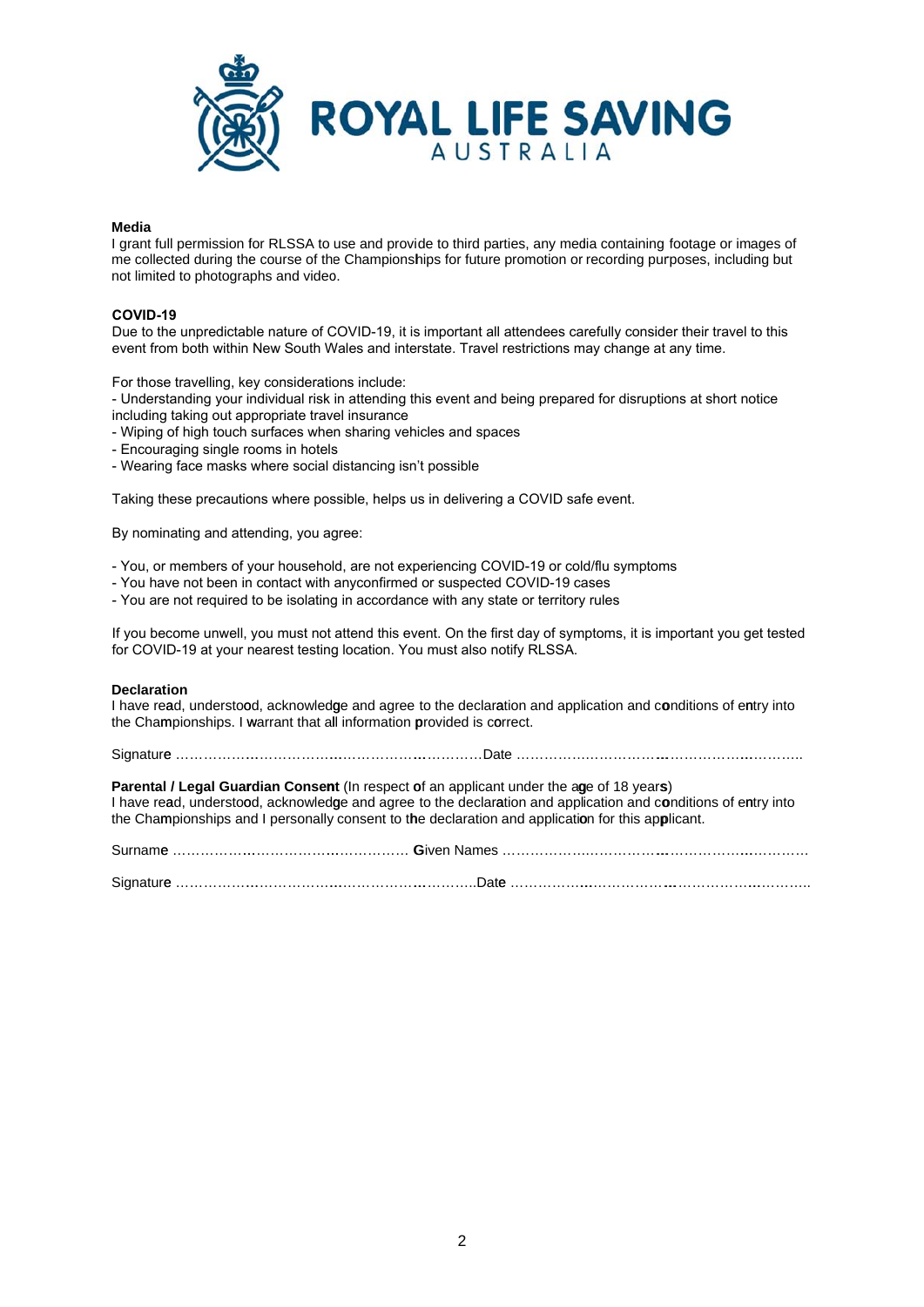**Media**

I grant full permission for RLSSA to use and provide to third parties, any media containing footage or images of me collected during the course of the Championships for future promotion or recording purposes, including but not limited to photographs and video.

**COVID-19**

Due to the unpredictable nature of COVID-19, it is important all attendees carefully consider their travel to this event from both within New South Wales and interstate. Travel restrictions may change at any time.

For those travelling, key considerations include:

- Understanding your individual risk in attending this event and being prepared for disruptions at short notice including taking out appropriate travel insurance
- Wiping of high touch surfaces when sharing vehicles and spaces
- Encouraging single rooms in hotels
- Wearing face masks where social distancing isn't possible

Taking these precautions where possible, helps us in delivering a COVID safe event.

By nominating and attending, you agree:

- You, or members of your household, are not experiencing COVID-19 or cold/flu symptoms
- You have not been in contact with anyconfirmed or suspected COVID-19 cases
- You are not required to be isolating in accordance with any state or territory rules

If you become unwell, you must not attend this event. On the first day of symptoms, it is important you get tested for COVID-19 at your nearest testing location. You must also notify RLSSA.

**Declaration**

I have read, understood, acknowledge and agree to the declaration and application and conditions of entry into the Championships. I warrant that all information provided is correct.

Signature …………………………………………………………………Date …………………………………………………………..

**Parental / Legal Guardian Consent** (In respect of an applicant under the age of 18 years)

I have read, understood, acknowledge and agree to the declaration and application and conditions of entry into the Championships and I personally consent to the declaration and application for this applicant.

Surname ……………………………………………… Given Names ………………………………………………………………

Signature ……………………………………………………………..Date ……………………………………………………………..